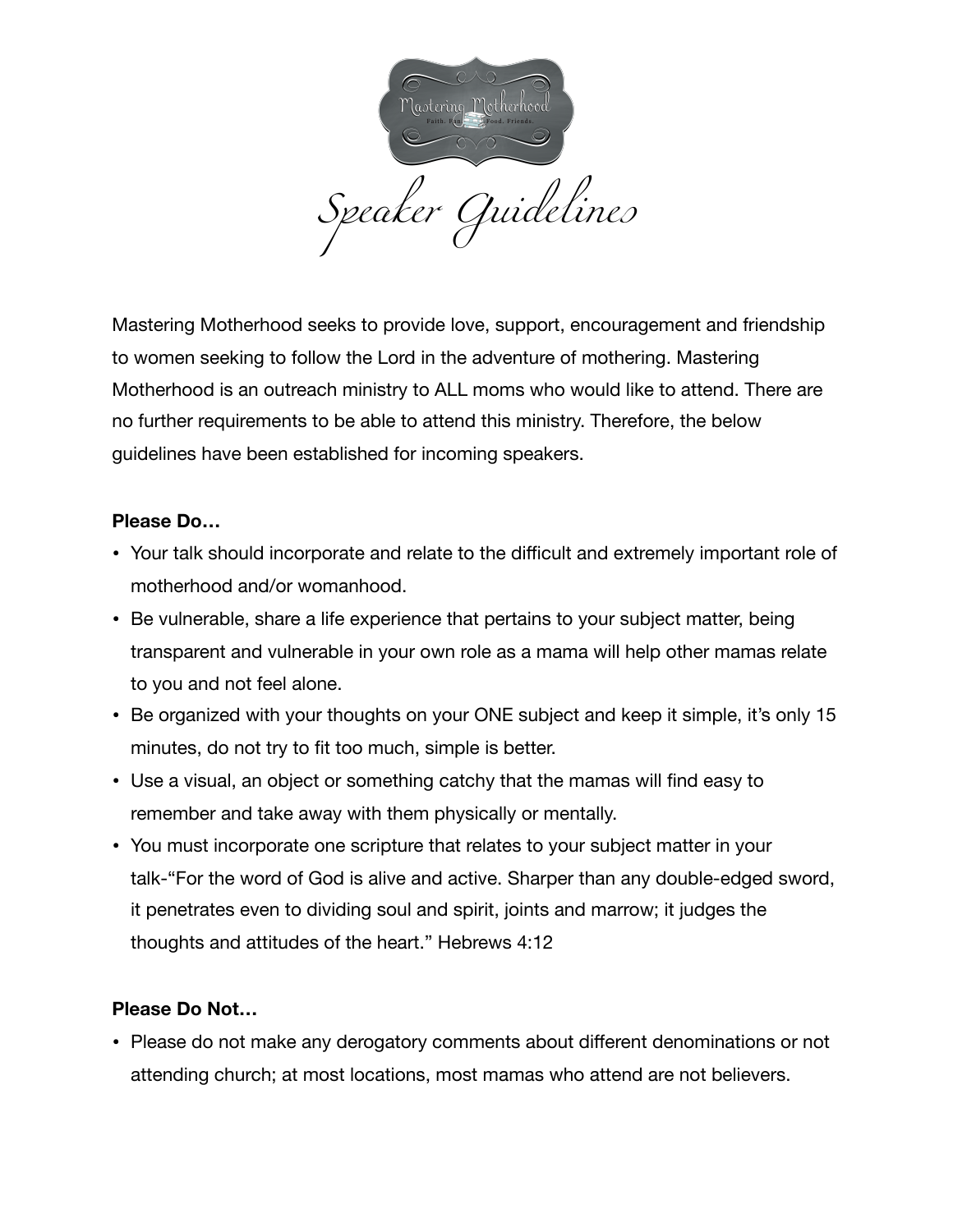Mastering Motherhood

Faith. Fun. Food. Friends.

# Speaker Guidelines

Mastering Motherhood seeks to provide love, support, encouragement and friendship to women seeking to follow the Lord in the adventure of mothering. Mastering Motherhood is an outreach ministry to ALL moms who would like to attend. There are no further requirements to be able to attend this ministry. Therefore, the below guidelines have been established for incoming speakers.

**Please Do…**

- Your talk should incorporate and relate to the difficult and extremely important role of motherhood and/or womanhood.
- Be vulnerable, share a life experience that pertains to your subject matter, being transparent and vulnerable in your own role as a mama will help other mamas relate to you and not feel alone.
- Be organized with your thoughts on your ONE subject and keep it simple, it's only 15 minutes, do not try to fit too much, simple is better.
- Use a visual, an object or something catchy that the mamas will find easy to remember and take away with them physically or mentally.
- You must incorporate one scripture that relates to your subject matter in your talk-"For the word of God is alive and active. Sharper than any double-edged sword, it penetrates even to dividing soul and spirit, joints and marrow; it judges the thoughts and attitudes of the heart." Hebrews 4:12

**Please Do Not…**

- Please do not make any derogatory comments about different denominations or not attending church; at most locations, most mamas who attend are not believers.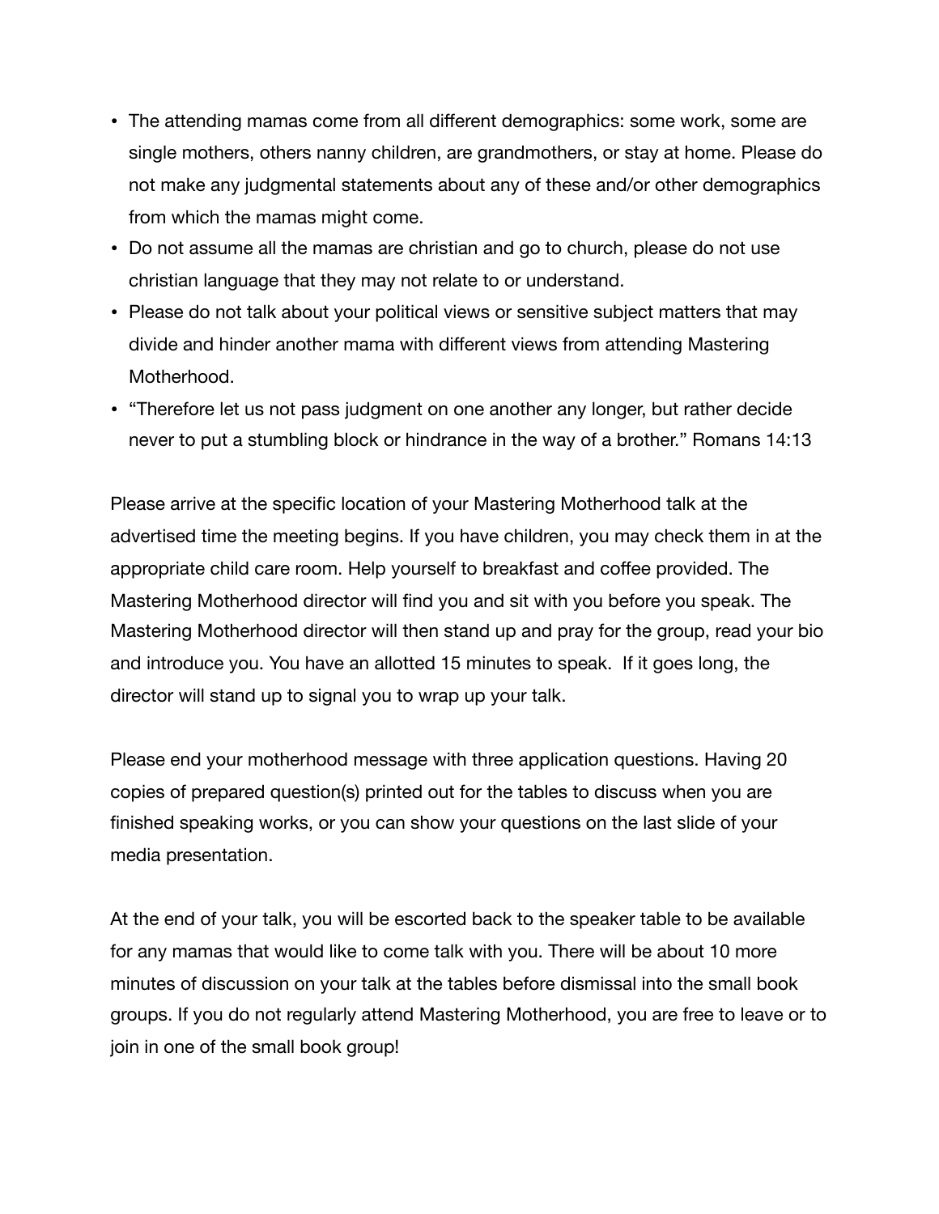- The attending mamas come from all different demographics: some work, some are single mothers, others nanny children, are grandmothers, or stay at home. Please do not make any judgmental statements about any of these and/or other demographics from which the mamas might come.
- Do not assume all the mamas are christian and go to church, please do not use christian language that they may not relate to or understand.
- Please do not talk about your political views or sensitive subject matters that may divide and hinder another mama with different views from attending Mastering Motherhood.
- "Therefore let us not pass judgment on one another any longer, but rather decide never to put a stumbling block or hindrance in the way of a brother." Romans 14:13

Please arrive at the specific location of your Mastering Motherhood talk at the advertised time the meeting begins. If you have children, you may check them in at the appropriate child care room. Help yourself to breakfast and coffee provided. The Mastering Motherhood director will find you and sit with you before you speak. The Mastering Motherhood director will then stand up and pray for the group, read your bio and introduce you. You have an allotted 15 minutes to speak. If it goes long, the director will stand up to signal you to wrap up your talk.

Please end your motherhood message with three application questions. Having 20 copies of prepared question(s) printed out for the tables to discuss when you are finished speaking works, or you can show your questions on the last slide of your media presentation.

At the end of your talk, you will be escorted back to the speaker table to be available for any mamas that would like to come talk with you. There will be about 10 more minutes of discussion on your talk at the tables before dismissal into the small book groups. If you do not regularly attend Mastering Motherhood, you are free to leave or to join in one of the small book group!